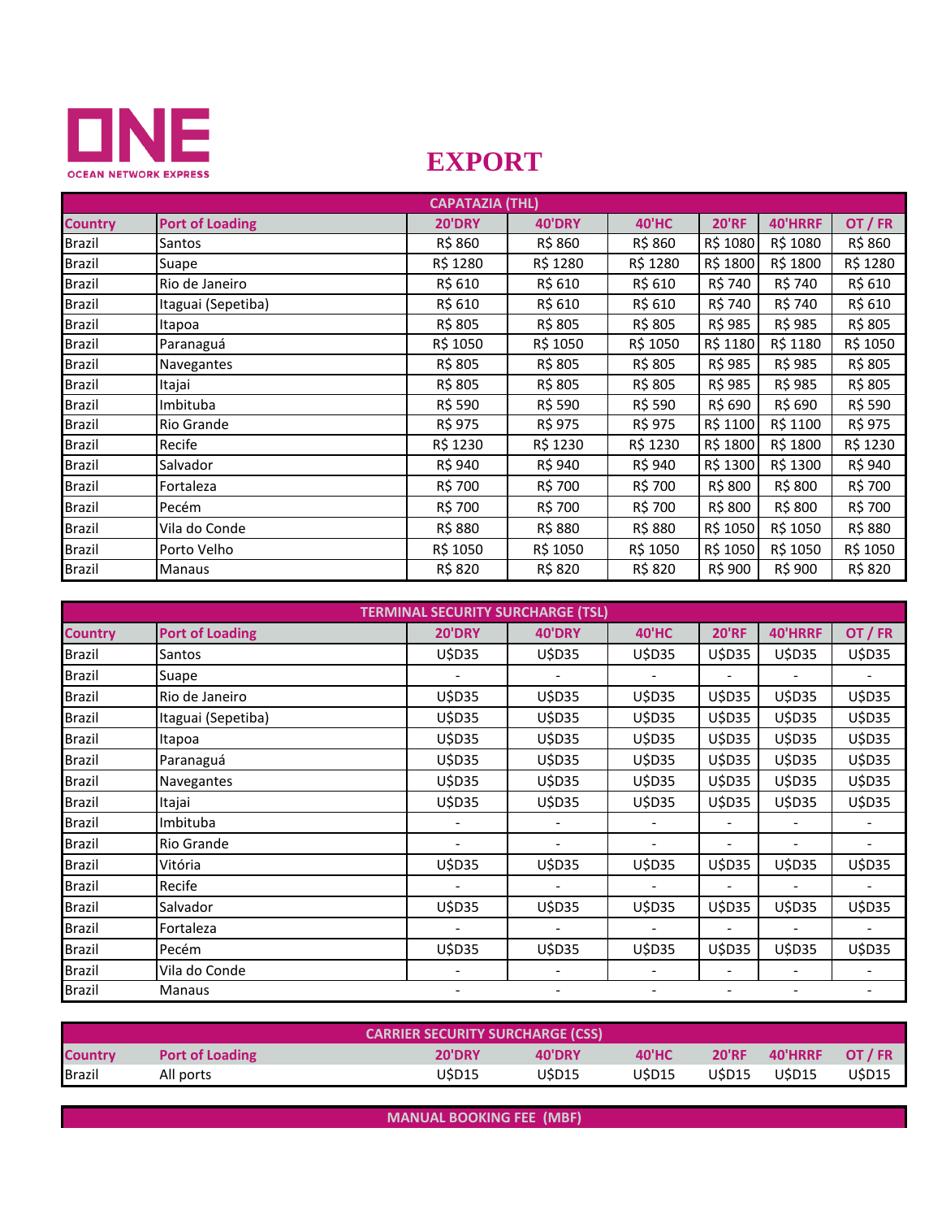ONE
OCEAN NETWORK EXPRESS

# EXPORT

## CAPATAZIA (THL)

| Country | Port of Loading | 20'DRY | 40'DRY | 40'HC | 20'RF | 40'HRRF | OT / FR |
|---|---|---|---|---|---|---|---|
| Brazil | Santos | R$ 860 | R$ 860 | R$ 860 | R$ 1080 | R$ 1080 | R$ 860 |
| Brazil | Suape | R$ 1280 | R$ 1280 | R$ 1280 | R$ 1800 | R$ 1800 | R$ 1280 |
| Brazil | Rio de Janeiro | R$ 610 | R$ 610 | R$ 610 | R$ 740 | R$ 740 | R$ 610 |
| Brazil | Itaguai (Sepetiba) | R$ 610 | R$ 610 | R$ 610 | R$ 740 | R$ 740 | R$ 610 |
| Brazil | Itapoa | R$ 805 | R$ 805 | R$ 805 | R$ 985 | R$ 985 | R$ 805 |
| Brazil | Paranaguá | R$ 1050 | R$ 1050 | R$ 1050 | R$ 1180 | R$ 1180 | R$ 1050 |
| Brazil | Navegantes | R$ 805 | R$ 805 | R$ 805 | R$ 985 | R$ 985 | R$ 805 |
| Brazil | Itajai | R$ 805 | R$ 805 | R$ 805 | R$ 985 | R$ 985 | R$ 805 |
| Brazil | Imbituba | R$ 590 | R$ 590 | R$ 590 | R$ 690 | R$ 690 | R$ 590 |
| Brazil | Rio Grande | R$ 975 | R$ 975 | R$ 975 | R$ 1100 | R$ 1100 | R$ 975 |
| Brazil | Recife | R$ 1230 | R$ 1230 | R$ 1230 | R$ 1800 | R$ 1800 | R$ 1230 |
| Brazil | Salvador | R$ 940 | R$ 940 | R$ 940 | R$ 1300 | R$ 1300 | R$ 940 |
| Brazil | Fortaleza | R$ 700 | R$ 700 | R$ 700 | R$ 800 | R$ 800 | R$ 700 |
| Brazil | Pecém | R$ 700 | R$ 700 | R$ 700 | R$ 800 | R$ 800 | R$ 700 |
| Brazil | Vila do Conde | R$ 880 | R$ 880 | R$ 880 | R$ 1050 | R$ 1050 | R$ 880 |
| Brazil | Porto Velho | R$ 1050 | R$ 1050 | R$ 1050 | R$ 1050 | R$ 1050 | R$ 1050 |
| Brazil | Manaus | R$ 820 | R$ 820 | R$ 820 | R$ 900 | R$ 900 | R$ 820 |

## TERMINAL SECURITY SURCHARGE (TSL)

| Country | Port of Loading | 20'DRY | 40'DRY | 40'HC | 20'RF | 40'HRRF | OT / FR |
|---|---|---|---|---|---|---|---|
| Brazil | Santos | U$D35 | U$D35 | U$D35 | U$D35 | U$D35 | U$D35 |
| Brazil | Suape | - | - | - | - | - | - |
| Brazil | Rio de Janeiro | U$D35 | U$D35 | U$D35 | U$D35 | U$D35 | U$D35 |
| Brazil | Itaguai (Sepetiba) | U$D35 | U$D35 | U$D35 | U$D35 | U$D35 | U$D35 |
| Brazil | Itapoa | U$D35 | U$D35 | U$D35 | U$D35 | U$D35 | U$D35 |
| Brazil | Paranaguá | U$D35 | U$D35 | U$D35 | U$D35 | U$D35 | U$D35 |
| Brazil | Navegantes | U$D35 | U$D35 | U$D35 | U$D35 | U$D35 | U$D35 |
| Brazil | Itajai | U$D35 | U$D35 | U$D35 | U$D35 | U$D35 | U$D35 |
| Brazil | Imbituba | - | - | - | - | - | - |
| Brazil | Rio Grande | - | - | - | - | - | - |
| Brazil | Vitória | U$D35 | U$D35 | U$D35 | U$D35 | U$D35 | U$D35 |
| Brazil | Recife | - | - | - | - | - | - |
| Brazil | Salvador | U$D35 | U$D35 | U$D35 | U$D35 | U$D35 | U$D35 |
| Brazil | Fortaleza | - | - | - | - | - | - |
| Brazil | Pecém | U$D35 | U$D35 | U$D35 | U$D35 | U$D35 | U$D35 |
| Brazil | Vila do Conde | - | - | - | - | - | - |
| Brazil | Manaus | - | - | - | - | - | - |

## CARRIER SECURITY SURCHARGE (CSS)

| Country | Port of Loading | 20'DRY | 40'DRY | 40'HC | 20'RF | 40'HRRF | OT / FR |
|---|---|---|---|---|---|---|---|
| Brazil | All ports | U$D15 | U$D15 | U$D15 | U$D15 | U$D15 | U$D15 |

## MANUAL BOOKING FEE (MBF)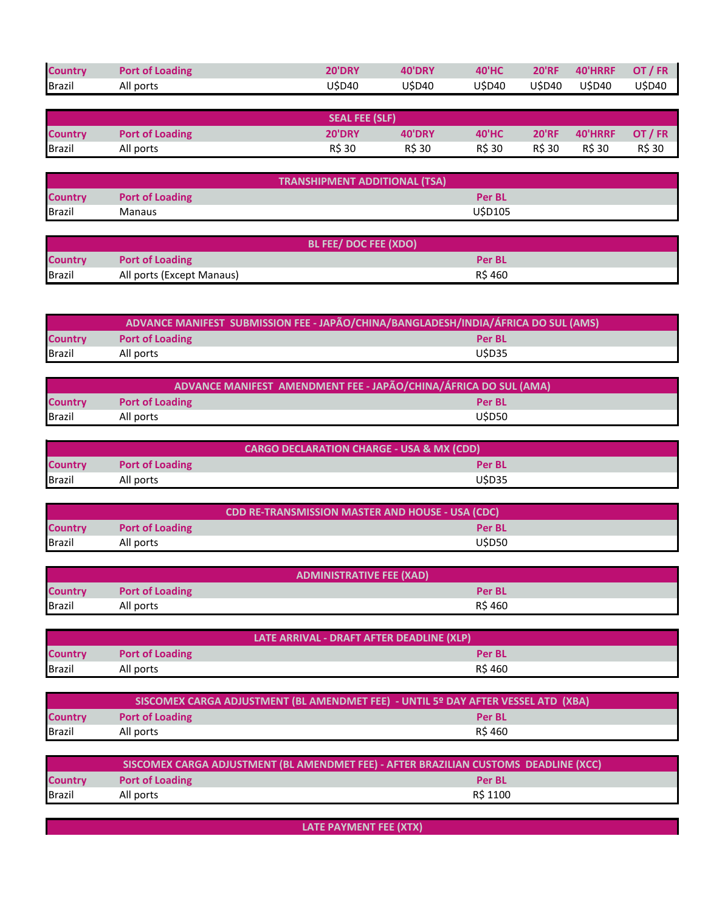| Country | Port of Loading | 20'DRY | 40'DRY | 40'HC | 20'RF | 40'HRRF | OT / FR |
|---|---|---|---|---|---|---|---|
| Brazil | All ports | U$D40 | U$D40 | U$D40 | U$D40 | U$D40 | U$D40 |

**SEAL FEE (SLF)**

| Country | Port of Loading | 20'DRY | 40'DRY | 40'HC | 20'RF | 40'HRRF | OT / FR |
|---|---|---|---|---|---|---|---|
| Brazil | All ports | R$ 30 | R$ 30 | R$ 30 | R$ 30 | R$ 30 | R$ 30 |

**TRANSHIPMENT ADDITIONAL (TSA)**

| Country | Port of Loading | Per BL |
|---|---|---|
| Brazil | Manaus | U$D105 |

**BL FEE/ DOC FEE (XDO)**

| Country | Port of Loading | Per BL |
|---|---|---|
| Brazil | All ports (Except Manaus) | R$ 460 |

**ADVANCE MANIFEST SUBMISSION FEE - JAPÃO/CHINA/BANGLADESH/INDIA/ÁFRICA DO SUL (AMS)**

| Country | Port of Loading | Per BL |
|---|---|---|
| Brazil | All ports | U$D35 |

**ADVANCE MANIFEST AMENDMENT FEE - JAPÃO/CHINA/ÁFRICA DO SUL (AMA)**

| Country | Port of Loading | Per BL |
|---|---|---|
| Brazil | All ports | U$D50 |

**CARGO DECLARATION CHARGE - USA & MX (CDD)**

| Country | Port of Loading | Per BL |
|---|---|---|
| Brazil | All ports | U$D35 |

**CDD RE-TRANSMISSION MASTER AND HOUSE - USA (CDC)**

| Country | Port of Loading | Per BL |
|---|---|---|
| Brazil | All ports | U$D50 |

**ADMINISTRATIVE FEE (XAD)**

| Country | Port of Loading | Per BL |
|---|---|---|
| Brazil | All ports | R$ 460 |

**LATE ARRIVAL - DRAFT AFTER DEADLINE (XLP)**

| Country | Port of Loading | Per BL |
|---|---|---|
| Brazil | All ports | R$ 460 |

**SISCOMEX CARGA ADJUSTMENT (BL AMENDMET FEE) - UNTIL 5º DAY AFTER VESSEL ATD (XBA)**

| Country | Port of Loading | Per BL |
|---|---|---|
| Brazil | All ports | R$ 460 |

**SISCOMEX CARGA ADJUSTMENT (BL AMENDMET FEE) - AFTER BRAZILIAN CUSTOMS DEADLINE (XCC)**

| Country | Port of Loading | Per BL |
|---|---|---|
| Brazil | All ports | R$ 1100 |

**LATE PAYMENT FEE (XTX)**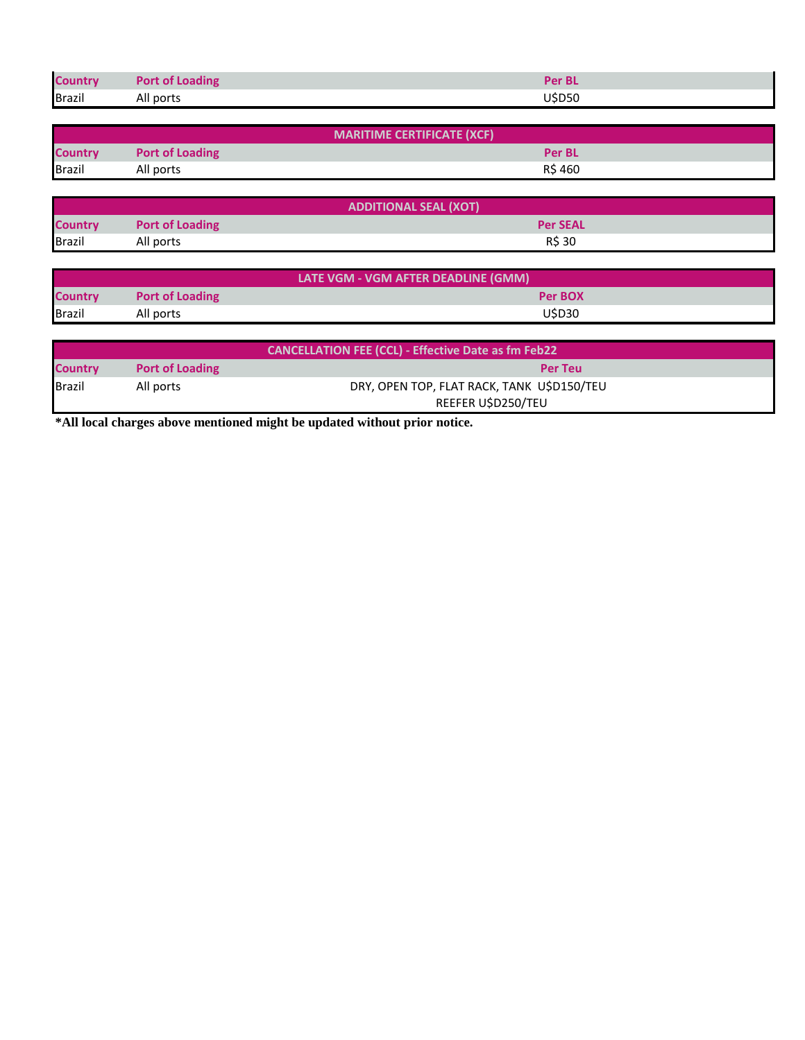| Country | Port of Loading | Per BL |
|---|---|---|
| Brazil | All ports | U$D50 |

| MARITIME CERTIFICATE (XCF) | | |
|---|---|---|
| Country | Port of Loading | Per BL |
| Brazil | All ports | R$ 460 |

| ADDITIONAL SEAL (XOT) | | |
|---|---|---|
| Country | Port of Loading | Per SEAL |
| Brazil | All ports | R$ 30 |

| LATE VGM - VGM AFTER DEADLINE (GMM) | | |
|---|---|---|
| Country | Port of Loading | Per BOX |
| Brazil | All ports | U$D30 |

| CANCELLATION FEE (CCL) - Effective Date as fm Feb22 | | |
|---|---|---|
| Country | Port of Loading | Per Teu |
| Brazil | All ports | DRY, OPEN TOP, FLAT RACK, TANK U$D150/TEU<br>REEFER U$D250/TEU |

**\*All local charges above mentioned might be updated without prior notice.**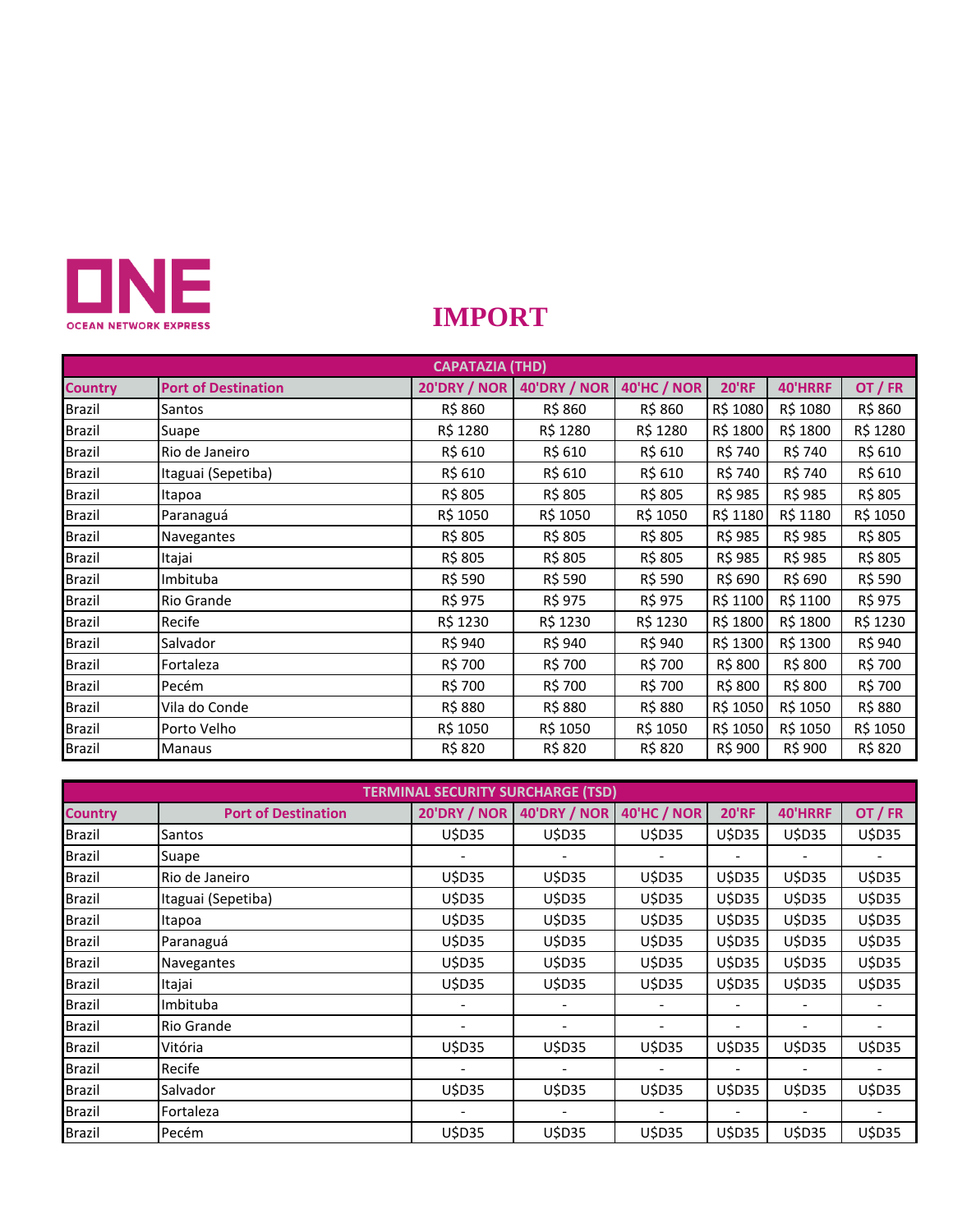ONE
OCEAN NETWORK EXPRESS

# IMPORT

| CAPATAZIA (THD) | | | | | | | |
|---|---|---|---|---|---|---|---|
| Country | Port of Destination | 20'DRY / NOR | 40'DRY / NOR | 40'HC / NOR | 20'RF | 40'HRRF | OT / FR |
| Brazil | Santos | R$ 860 | R$ 860 | R$ 860 | R$ 1080 | R$ 1080 | R$ 860 |
| Brazil | Suape | R$ 1280 | R$ 1280 | R$ 1280 | R$ 1800 | R$ 1800 | R$ 1280 |
| Brazil | Rio de Janeiro | R$ 610 | R$ 610 | R$ 610 | R$ 740 | R$ 740 | R$ 610 |
| Brazil | Itaguai (Sepetiba) | R$ 610 | R$ 610 | R$ 610 | R$ 740 | R$ 740 | R$ 610 |
| Brazil | Itapoa | R$ 805 | R$ 805 | R$ 805 | R$ 985 | R$ 985 | R$ 805 |
| Brazil | Paranaguá | R$ 1050 | R$ 1050 | R$ 1050 | R$ 1180 | R$ 1180 | R$ 1050 |
| Brazil | Navegantes | R$ 805 | R$ 805 | R$ 805 | R$ 985 | R$ 985 | R$ 805 |
| Brazil | Itajai | R$ 805 | R$ 805 | R$ 805 | R$ 985 | R$ 985 | R$ 805 |
| Brazil | Imbituba | R$ 590 | R$ 590 | R$ 590 | R$ 690 | R$ 690 | R$ 590 |
| Brazil | Rio Grande | R$ 975 | R$ 975 | R$ 975 | R$ 1100 | R$ 1100 | R$ 975 |
| Brazil | Recife | R$ 1230 | R$ 1230 | R$ 1230 | R$ 1800 | R$ 1800 | R$ 1230 |
| Brazil | Salvador | R$ 940 | R$ 940 | R$ 940 | R$ 1300 | R$ 1300 | R$ 940 |
| Brazil | Fortaleza | R$ 700 | R$ 700 | R$ 700 | R$ 800 | R$ 800 | R$ 700 |
| Brazil | Pecém | R$ 700 | R$ 700 | R$ 700 | R$ 800 | R$ 800 | R$ 700 |
| Brazil | Vila do Conde | R$ 880 | R$ 880 | R$ 880 | R$ 1050 | R$ 1050 | R$ 880 |
| Brazil | Porto Velho | R$ 1050 | R$ 1050 | R$ 1050 | R$ 1050 | R$ 1050 | R$ 1050 |
| Brazil | Manaus | R$ 820 | R$ 820 | R$ 820 | R$ 900 | R$ 900 | R$ 820 |

| TERMINAL SECURITY SURCHARGE (TSD) | | | | | | | |
|---|---|---|---|---|---|---|---|
| Country | Port of Destination | 20'DRY / NOR | 40'DRY / NOR | 40'HC / NOR | 20'RF | 40'HRRF | OT / FR |
| Brazil | Santos | U$D35 | U$D35 | U$D35 | U$D35 | U$D35 | U$D35 |
| Brazil | Suape | - | - | - | - | - | - |
| Brazil | Rio de Janeiro | U$D35 | U$D35 | U$D35 | U$D35 | U$D35 | U$D35 |
| Brazil | Itaguai (Sepetiba) | U$D35 | U$D35 | U$D35 | U$D35 | U$D35 | U$D35 |
| Brazil | Itapoa | U$D35 | U$D35 | U$D35 | U$D35 | U$D35 | U$D35 |
| Brazil | Paranaguá | U$D35 | U$D35 | U$D35 | U$D35 | U$D35 | U$D35 |
| Brazil | Navegantes | U$D35 | U$D35 | U$D35 | U$D35 | U$D35 | U$D35 |
| Brazil | Itajai | U$D35 | U$D35 | U$D35 | U$D35 | U$D35 | U$D35 |
| Brazil | Imbituba | - | - | - | - | - | - |
| Brazil | Rio Grande | - | - | - | - | - | - |
| Brazil | Vitória | U$D35 | U$D35 | U$D35 | U$D35 | U$D35 | U$D35 |
| Brazil | Recife | - | - | - | - | - | - |
| Brazil | Salvador | U$D35 | U$D35 | U$D35 | U$D35 | U$D35 | U$D35 |
| Brazil | Fortaleza | - | - | - | - | - | - |
| Brazil | Pecém | U$D35 | U$D35 | U$D35 | U$D35 | U$D35 | U$D35 |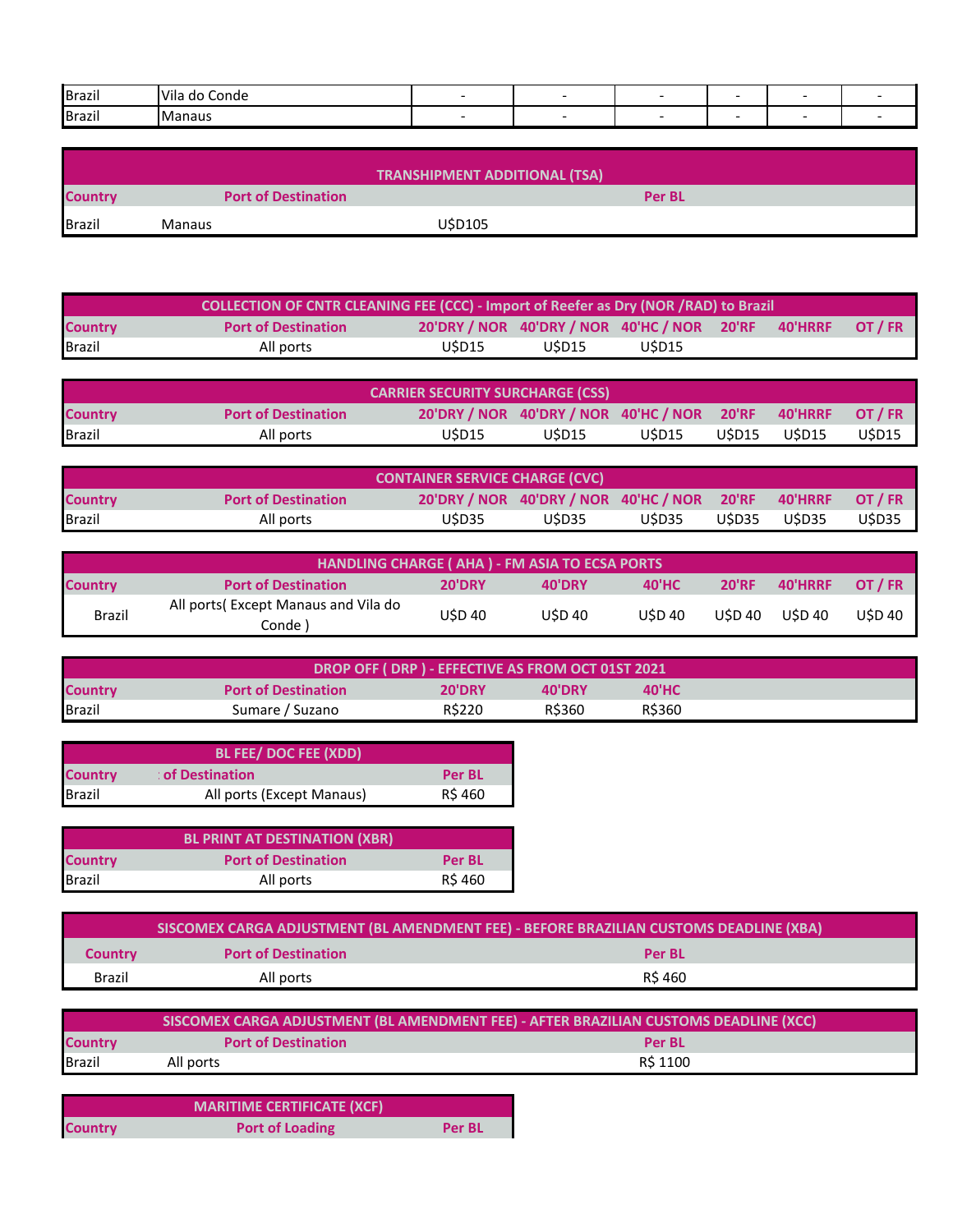| | | | | | | | |
|---|---|---|---|---|---|---|---|
| Brazil | Vila do Conde | - | - | - | - | - | - |
| Brazil | Manaus | - | - | - | - | - | - |

| TRANSHIPMENT ADDITIONAL (TSA) | | |
|---|---|---|
| Country | Port of Destination | Per BL |
| Brazil | Manaus | U$D105 |

| COLLECTION OF CNTR CLEANING FEE (CCC) - Import of Reefer as Dry (NOR /RAD) to Brazil | | | | | | | |
|---|---|---|---|---|---|---|---|
| Country | Port of Destination | 20'DRY / NOR | 40'DRY / NOR | 40'HC / NOR | 20'RF | 40'HRRF | OT / FR |
| Brazil | All ports | U$D15 | U$D15 | U$D15 | | | |

| CARRIER SECURITY SURCHARGE (CSS) | | | | | | | |
|---|---|---|---|---|---|---|---|
| Country | Port of Destination | 20'DRY / NOR | 40'DRY / NOR | 40'HC / NOR | 20'RF | 40'HRRF | OT / FR |
| Brazil | All ports | U$D15 | U$D15 | U$D15 | U$D15 | U$D15 | U$D15 |

| CONTAINER SERVICE CHARGE (CVC) | | | | | | | |
|---|---|---|---|---|---|---|---|
| Country | Port of Destination | 20'DRY / NOR | 40'DRY / NOR | 40'HC / NOR | 20'RF | 40'HRRF | OT / FR |
| Brazil | All ports | U$D35 | U$D35 | U$D35 | U$D35 | U$D35 | U$D35 |

| HANDLING CHARGE ( AHA ) - FM ASIA TO ECSA PORTS | | | | | | | |
|---|---|---|---|---|---|---|---|
| Country | Port of Destination | 20'DRY | 40'DRY | 40'HC | 20'RF | 40'HRRF | OT / FR |
| Brazil | All ports( Except Manaus and Vila do Conde ) | U$D 40 | U$D 40 | U$D 40 | U$D 40 | U$D 40 | U$D 40 |

| DROP OFF ( DRP ) - EFFECTIVE AS FROM OCT 01ST 2021 | | | | |
|---|---|---|---|---|
| Country | Port of Destination | 20'DRY | 40'DRY | 40'HC |
| Brazil | Sumare / Suzano | R$220 | R$360 | R$360 |

| BL FEE/ DOC FEE (XDD) | | |
|---|---|---|
| Country | of Destination | Per BL |
| Brazil | All ports (Except Manaus) | R$ 460 |

| BL PRINT AT DESTINATION (XBR) | | |
|---|---|---|
| Country | Port of Destination | Per BL |
| Brazil | All ports | R$ 460 |

| SISCOMEX CARGA ADJUSTMENT (BL AMENDMENT FEE) - BEFORE BRAZILIAN CUSTOMS DEADLINE (XBA) | | |
|---|---|---|
| Country | Port of Destination | Per BL |
| Brazil | All ports | R$ 460 |

| SISCOMEX CARGA ADJUSTMENT (BL AMENDMENT FEE) - AFTER BRAZILIAN CUSTOMS DEADLINE (XCC) | | |
|---|---|---|
| Country | Port of Destination | Per BL |
| Brazil | All ports | R$ 1100 |

| MARITIME CERTIFICATE (XCF) | | |
|---|---|---|
| Country | Port of Loading | Per BL |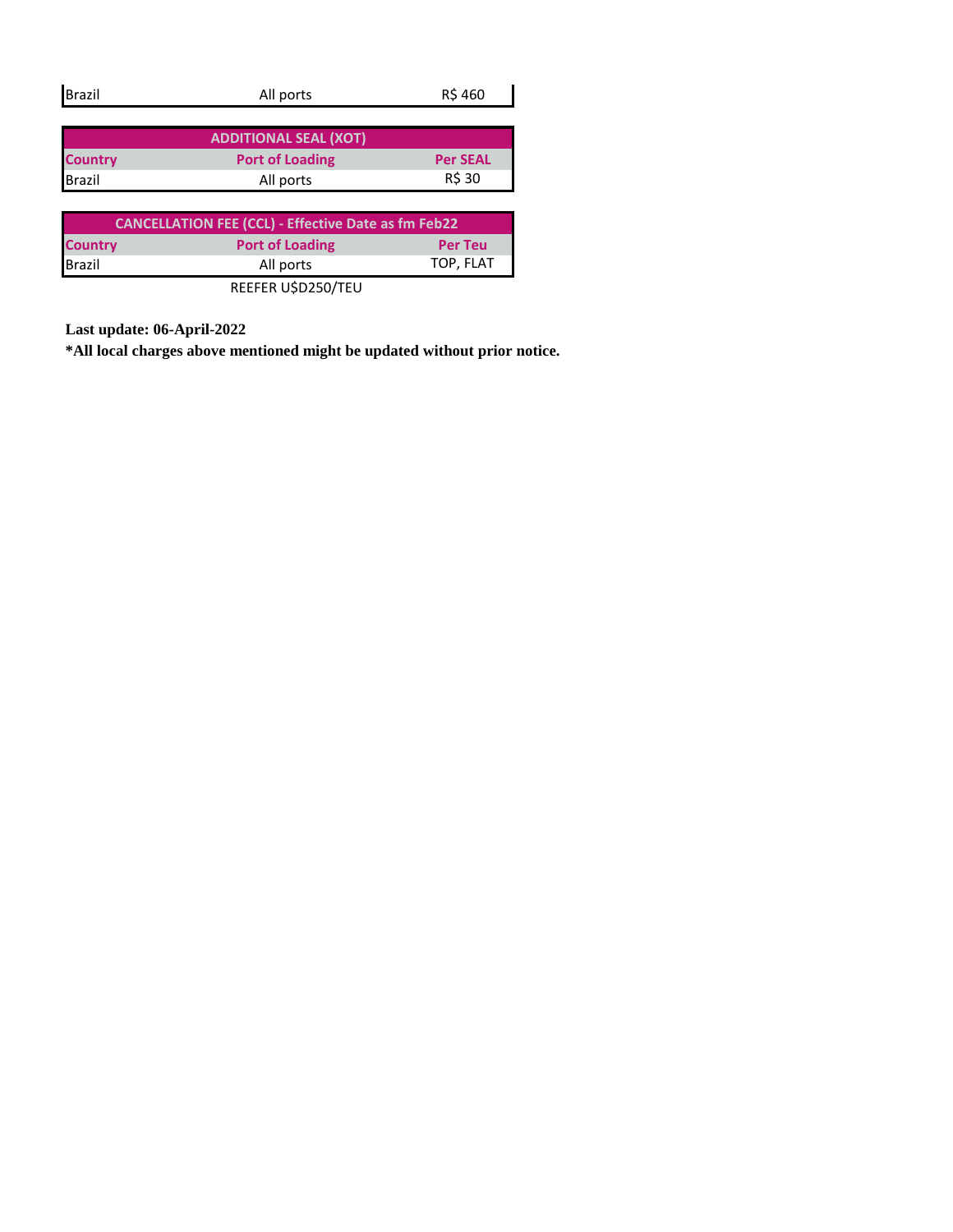| | | |
|---|---|---|
| Brazil | All ports | R$ 460 |

| ADDITIONAL SEAL (XOT) | | |
|---|---|---|
| Country | Port of Loading | Per SEAL |
| Brazil | All ports | R$ 30 |

| CANCELLATION FEE (CCL) - Effective Date as fm Feb22 | | |
|---|---|---|
| Country | Port of Loading | Per Teu |
| Brazil | All ports | TOP, FLAT |

REEFER U$D250/TEU

**Last update: 06-April-2022**

***All local charges above mentioned might be updated without prior notice.**